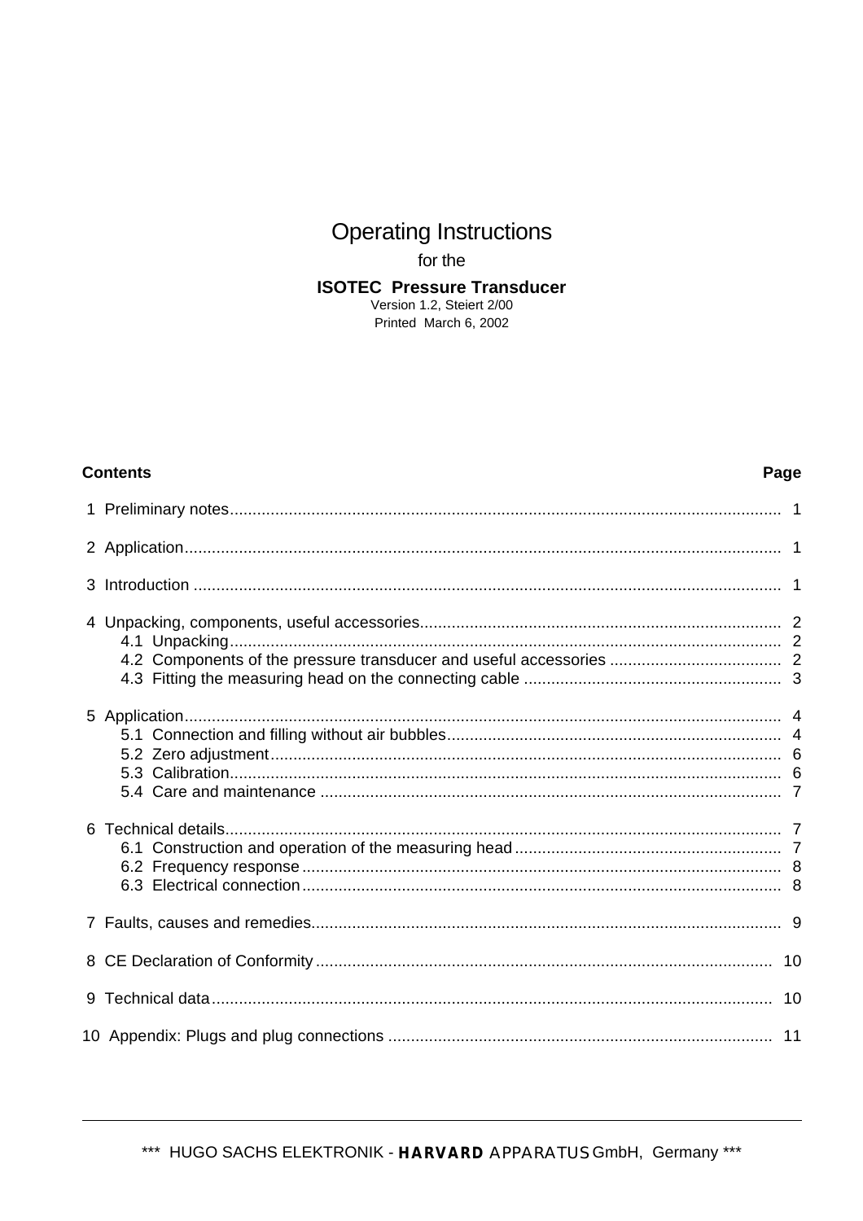# Operating Instructions

for the

**ISOTEC Pressure Transducer**

Version 1.2, Steiert 2/00

Printed March 6, 2002

| **Contents** | **Page** |
|---|---|
| 1 Preliminary notes | 1 |
| 2 Application | 1 |
| 3 Introduction | 1 |
| 4 Unpacking, components, useful accessories | 2 |
| 4.1 Unpacking | 2 |
| 4.2 Components of the pressure transducer and useful accessories | 2 |
| 4.3 Fitting the measuring head on the connecting cable | 3 |
| 5 Application | 4 |
| 5.1 Connection and filling without air bubbles | 4 |
| 5.2 Zero adjustment | 6 |
| 5.3 Calibration | 6 |
| 5.4 Care and maintenance | 7 |
| 6 Technical details | 7 |
| 6.1 Construction and operation of the measuring head | 7 |
| 6.2 Frequency response | 8 |
| 6.3 Electrical connection | 8 |
| 7 Faults, causes and remedies | 9 |
| 8 CE Declaration of Conformity | 10 |
| 9 Technical data | 10 |
| 10 Appendix: Plugs and plug connections | 11 |

\*\*\* HUGO SACHS ELEKTRONIK - **HARVARD** APPARATUS GmbH, Germany \*\*\*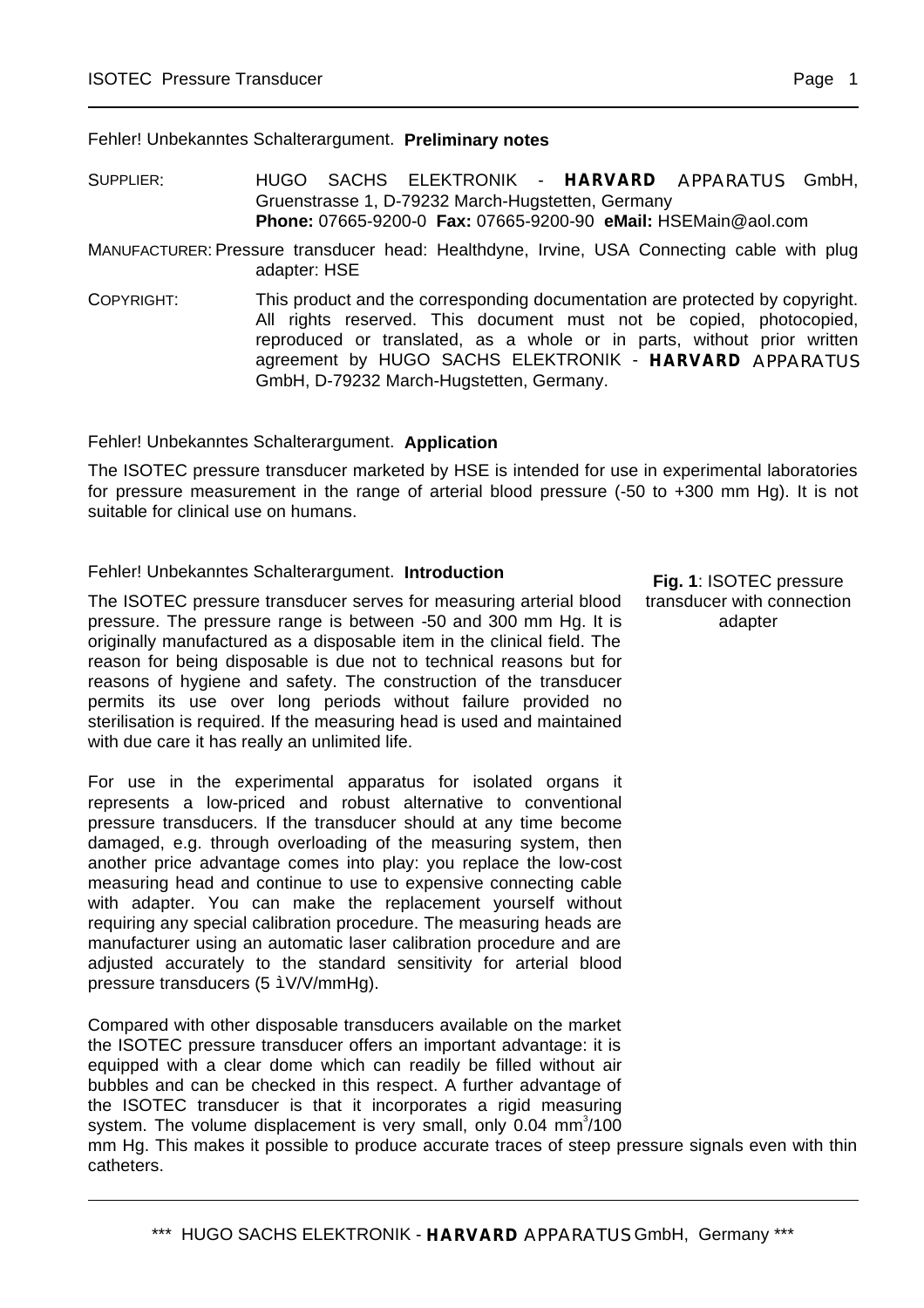## Fehler! Unbekanntes Schalterargument. **Preliminary notes**

SUPPLIER: HUGO SACHS ELEKTRONIK - **HARVARD** APPARATUS GmbH, Gruenstrasse 1, D-79232 March-Hugstetten, Germany
**Phone:** 07665-9200-0 **Fax:** 07665-9200-90 **eMail:** HSEMain@aol.com

MANUFACTURER: Pressure transducer head: Healthdyne, Irvine, USA Connecting cable with plug adapter: HSE

COPYRIGHT: This product and the corresponding documentation are protected by copyright. All rights reserved. This document must not be copied, photocopied, reproduced or translated, as a whole or in parts, without prior written agreement by HUGO SACHS ELEKTRONIK - **HARVARD** APPARATUS GmbH, D-79232 March-Hugstetten, Germany.

## Fehler! Unbekanntes Schalterargument. **Application**

The ISOTEC pressure transducer marketed by HSE is intended for use in experimental laboratories for pressure measurement in the range of arterial blood pressure (-50 to +300 mm Hg). It is not suitable for clinical use on humans.

## Fehler! Unbekanntes Schalterargument. **Introduction**

**Fig. 1**: ISOTEC pressure transducer with connection adapter

The ISOTEC pressure transducer serves for measuring arterial blood pressure. The pressure range is between -50 and 300 mm Hg. It is originally manufactured as a disposable item in the clinical field. The reason for being disposable is due not to technical reasons but for reasons of hygiene and safety. The construction of the transducer permits its use over long periods without failure provided no sterilisation is required. If the measuring head is used and maintained with due care it has really an unlimited life.

For use in the experimental apparatus for isolated organs it represents a low-priced and robust alternative to conventional pressure transducers. If the transducer should at any time become damaged, e.g. through overloading of the measuring system, then another price advantage comes into play: you replace the low-cost measuring head and continue to use to expensive connecting cable with adapter. You can make the replacement yourself without requiring any special calibration procedure. The measuring heads are manufacturer using an automatic laser calibration procedure and are adjusted accurately to the standard sensitivity for arterial blood pressure transducers (5 ìV/V/mmHg).

Compared with other disposable transducers available on the market the ISOTEC pressure transducer offers an important advantage: it is equipped with a clear dome which can readily be filled without air bubbles and can be checked in this respect. A further advantage of the ISOTEC transducer is that it incorporates a rigid measuring system. The volume displacement is very small, only 0.04 $mm^3$/100 mm Hg. This makes it possible to produce accurate traces of steep pressure signals even with thin catheters.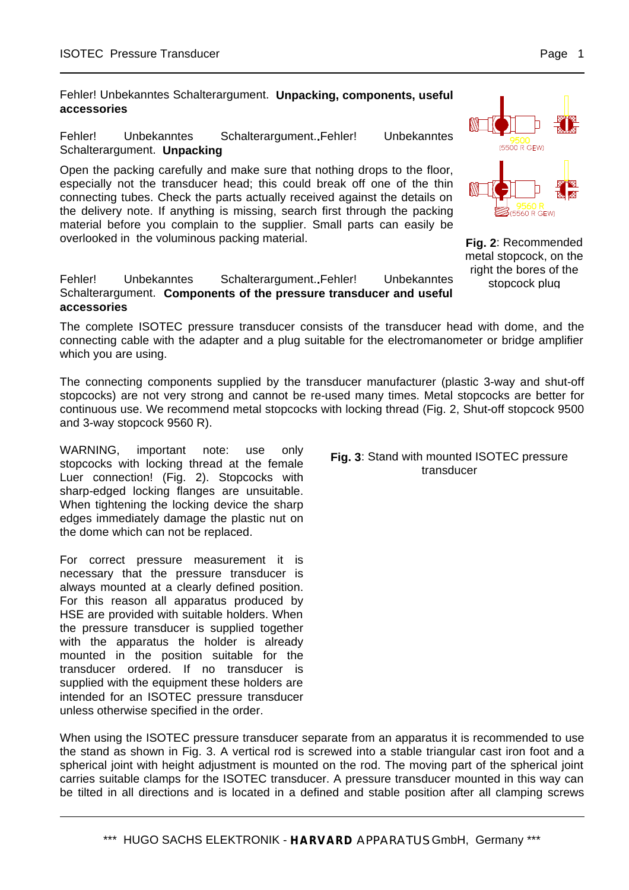## Fehler! Unbekanntes Schalterargument. Unpacking, components, useful accessories

### Fehler! Unbekanntes Schalterargument..Fehler! Unbekanntes Schalterargument. Unpacking

Open the packing carefully and make sure that nothing drops to the floor, especially not the transducer head; this could break off one of the thin connecting tubes. Check the parts actually received against the details on the delivery note. If anything is missing, search first through the packing material before you complain to the supplier. Small parts can easily be overlooked in the voluminous packing material.

9500
(5500 R GEW)

9560 R
(5560 R GEW)

**Fig. 2**: Recommended metal stopcock, on the right the bores of the stopcock plug

### Fehler! Unbekanntes Schalterargument..Fehler! Unbekanntes Schalterargument. Components of the pressure transducer and useful accessories

The complete ISOTEC pressure transducer consists of the transducer head with dome, and the connecting cable with the adapter and a plug suitable for the electromanometer or bridge amplifier which you are using.

The connecting components supplied by the transducer manufacturer (plastic 3-way and shut-off stopcocks) are not very strong and cannot be re-used many times. Metal stopcocks are better for continuous use. We recommend metal stopcocks with locking thread (Fig. 2, Shut-off stopcock 9500 and 3-way stopcock 9560 R).

WARNING, important note: use only stopcocks with locking thread at the female Luer connection! (Fig. 2). Stopcocks with sharp-edged locking flanges are unsuitable. When tightening the locking device the sharp edges immediately damage the plastic nut on the dome which can not be replaced.

For correct pressure measurement it is necessary that the pressure transducer is always mounted at a clearly defined position. For this reason all apparatus produced by HSE are provided with suitable holders. When the pressure transducer is supplied together with the apparatus the holder is already mounted in the position suitable for the transducer ordered. If no transducer is supplied with the equipment these holders are intended for an ISOTEC pressure transducer unless otherwise specified in the order.

**Fig. 3**: Stand with mounted ISOTEC pressure transducer

When using the ISOTEC pressure transducer separate from an apparatus it is recommended to use the stand as shown in Fig. 3. A vertical rod is screwed into a stable triangular cast iron foot and a spherical joint with height adjustment is mounted on the rod. The moving part of the spherical joint carries suitable clamps for the ISOTEC transducer. A pressure transducer mounted in this way can be tilted in all directions and is located in a defined and stable position after all clamping screws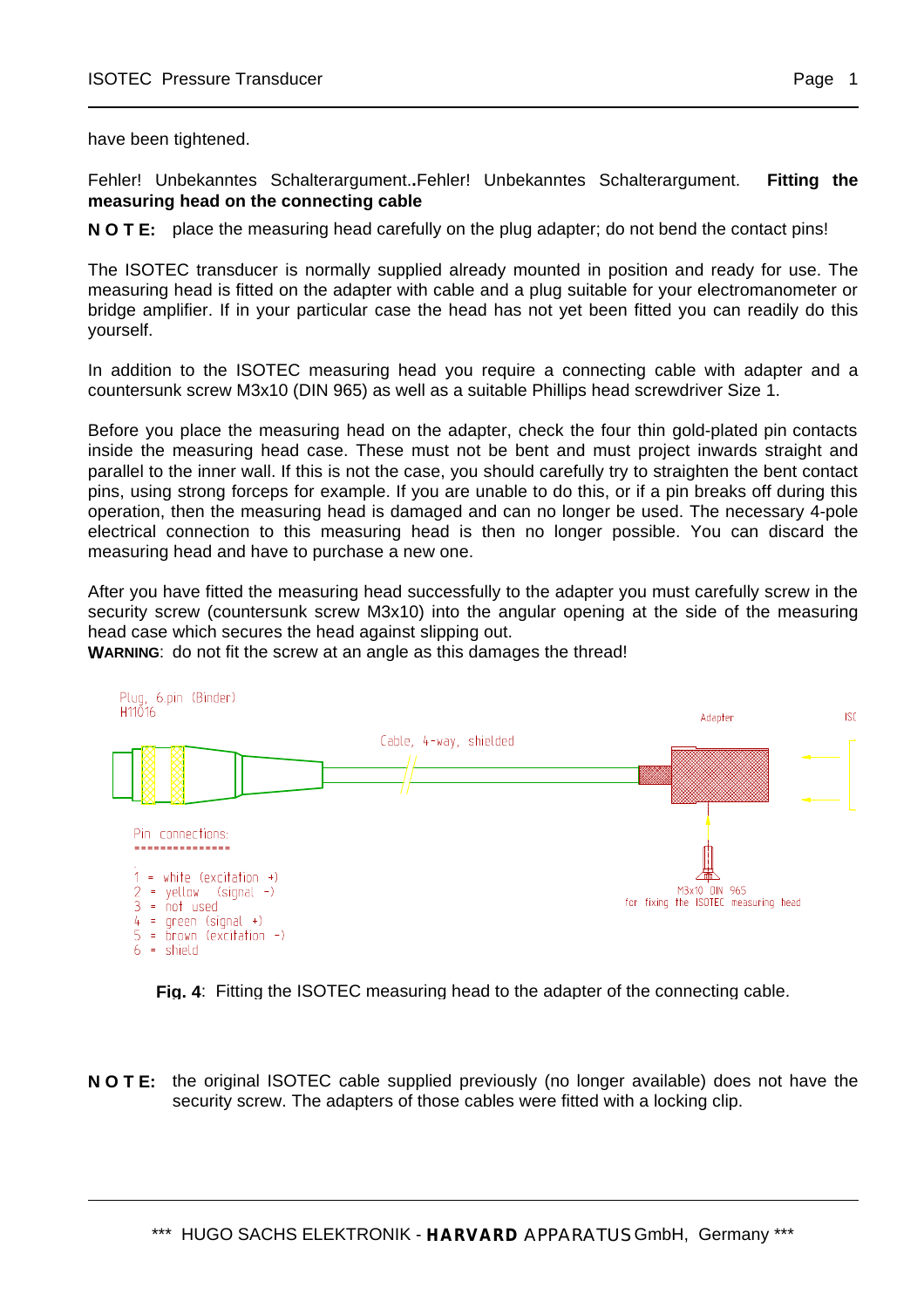have been tightened.

Fehler! Unbekanntes Schalterargument..Fehler! Unbekanntes Schalterargument. **Fitting the measuring head on the connecting cable**

**N O T E:** place the measuring head carefully on the plug adapter; do not bend the contact pins!

The ISOTEC transducer is normally supplied already mounted in position and ready for use. The measuring head is fitted on the adapter with cable and a plug suitable for your electromanometer or bridge amplifier. If in your particular case the head has not yet been fitted you can readily do this yourself.

In addition to the ISOTEC measuring head you require a connecting cable with adapter and a countersunk screw M3x10 (DIN 965) as well as a suitable Phillips head screwdriver Size 1.

Before you place the measuring head on the adapter, check the four thin gold-plated pin contacts inside the measuring head case. These must not be bent and must project inwards straight and parallel to the inner wall. If this is not the case, you should carefully try to straighten the bent contact pins, using strong forceps for example. If you are unable to do this, or if a pin breaks off during this operation, then the measuring head is damaged and can no longer be used. The necessary 4-pole electrical connection to this measuring head is then no longer possible. You can discard the measuring head and have to purchase a new one.

After you have fitted the measuring head successfully to the adapter you must carefully screw in the security screw (countersunk screw M3x10) into the angular opening at the side of the measuring head case which secures the head against slipping out.
**WARNING**: do not fit the screw at an angle as this damages the thread!

Plug, 6 pin (Binder) H11016

Cable, 4-way, shielded

Adapter

ISC

Pin connections:

1 = white (excitation +)
2 = yellow (signal -)
3 = not used
4 = green (signal +)
5 = brown (excitation -)
6 = shield

M3x10 DIN 965 for fixing the ISOTEC measuring head

**Fig. 4**: Fitting the ISOTEC measuring head to the adapter of the connecting cable.

**N O T E:** the original ISOTEC cable supplied previously (no longer available) does not have the security screw. The adapters of those cables were fitted with a locking clip.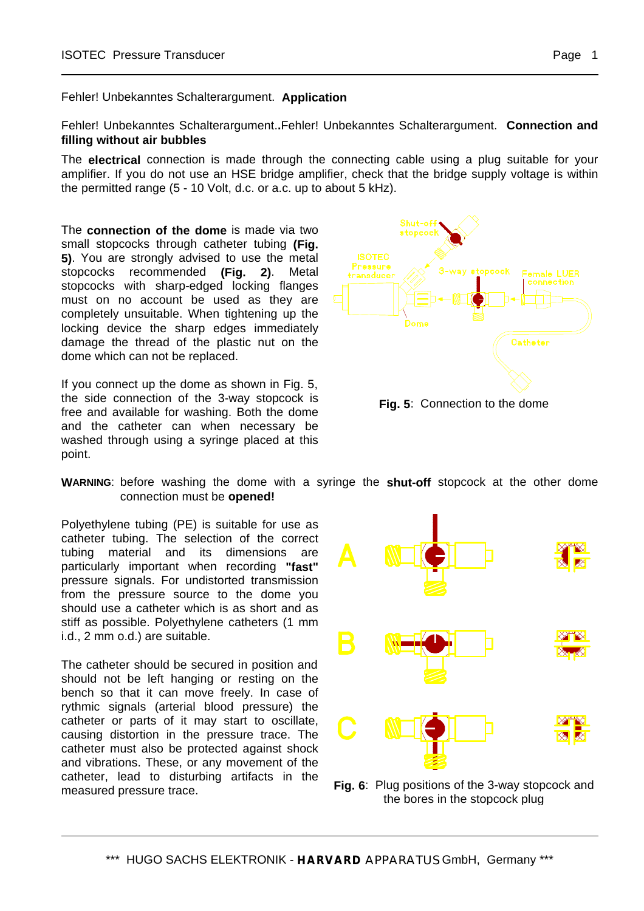Fehler! Unbekanntes Schalterargument. **Application**

Fehler! Unbekanntes Schalterargument.**.**Fehler! Unbekanntes Schalterargument. **Connection and filling without air bubbles**

The **electrical** connection is made through the connecting cable using a plug suitable for your amplifier. If you do not use an HSE bridge amplifier, check that the bridge supply voltage is within the permitted range (5 - 10 Volt, d.c. or a.c. up to about 5 kHz).

The **connection of the dome** is made via two small stopcocks through catheter tubing **(Fig. 5)**. You are strongly advised to use the metal stopcocks recommended **(Fig. 2)**. Metal stopcocks with sharp-edged locking flanges must on no account be used as they are completely unsuitable. When tightening up the locking device the sharp edges immediately damage the thread of the plastic nut on the dome which can not be replaced.

If you connect up the dome as shown in Fig. 5, the side connection of the 3-way stopcock is free and available for washing. Both the dome and the catheter can when necessary be washed through using a syringe placed at this point.

**Fig. 5**: Connection to the dome

**WARNING**: before washing the dome with a syringe the **shut-off** stopcock at the other dome connection must be **opened!**

Polyethylene tubing (PE) is suitable for use as catheter tubing. The selection of the correct tubing material and its dimensions are particularly important when recording **"fast"** pressure signals. For undistorted transmission from the pressure source to the dome you should use a catheter which is as short and as stiff as possible. Polyethylene catheters (1 mm i.d., 2 mm o.d.) are suitable.

The catheter should be secured in position and should not be left hanging or resting on the bench so that it can move freely. In case of rythmic signals (arterial blood pressure) the catheter or parts of it may start to oscillate, causing distortion in the pressure trace. The catheter must also be protected against shock and vibrations. These, or any movement of the catheter, lead to disturbing artifacts in the measured pressure trace.

**Fig. 6**: Plug positions of the 3-way stopcock and the bores in the stopcock plug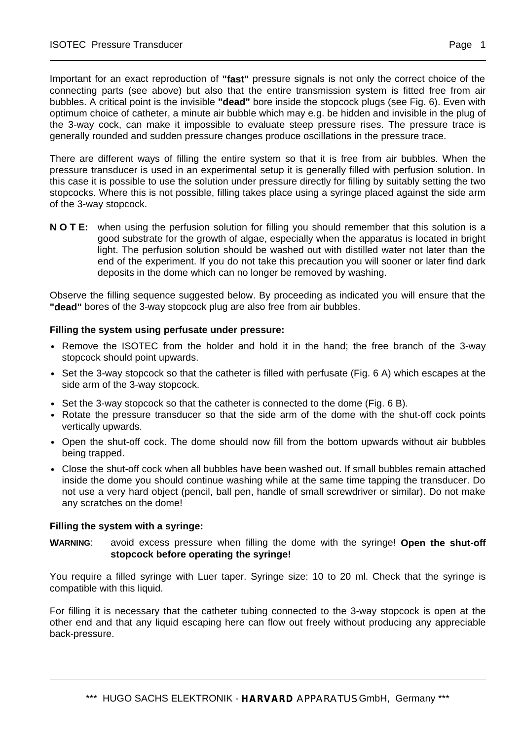Important for an exact reproduction of **"fast"** pressure signals is not only the correct choice of the connecting parts (see above) but also that the entire transmission system is fitted free from air bubbles. A critical point is the invisible **"dead"** bore inside the stopcock plugs (see Fig. 6). Even with optimum choice of catheter, a minute air bubble which may e.g. be hidden and invisible in the plug of the 3-way cock, can make it impossible to evaluate steep pressure rises. The pressure trace is generally rounded and sudden pressure changes produce oscillations in the pressure trace.

There are different ways of filling the entire system so that it is free from air bubbles. When the pressure transducer is used in an experimental setup it is generally filled with perfusion solution. In this case it is possible to use the solution under pressure directly for filling by suitably setting the two stopcocks. Where this is not possible, filling takes place using a syringe placed against the side arm of the 3-way stopcock.

**N O T E:** when using the perfusion solution for filling you should remember that this solution is a good substrate for the growth of algae, especially when the apparatus is located in bright light. The perfusion solution should be washed out with distilled water not later than the end of the experiment. If you do not take this precaution you will sooner or later find dark deposits in the dome which can no longer be removed by washing.

Observe the filling sequence suggested below. By proceeding as indicated you will ensure that the **"dead"** bores of the 3-way stopcock plug are also free from air bubbles.

**Filling the system using perfusate under pressure:**

- Remove the ISOTEC from the holder and hold it in the hand; the free branch of the 3-way stopcock should point upwards.
- Set the 3-way stopcock so that the catheter is filled with perfusate (Fig. 6 A) which escapes at the side arm of the 3-way stopcock.
- Set the 3-way stopcock so that the catheter is connected to the dome (Fig. 6 B).
- Rotate the pressure transducer so that the side arm of the dome with the shut-off cock points vertically upwards.
- Open the shut-off cock. The dome should now fill from the bottom upwards without air bubbles being trapped.
- Close the shut-off cock when all bubbles have been washed out. If small bubbles remain attached inside the dome you should continue washing while at the same time tapping the transducer. Do not use a very hard object (pencil, ball pen, handle of small screwdriver or similar). Do not make any scratches on the dome!

**Filling the system with a syringe:**

**WARNING**: avoid excess pressure when filling the dome with the syringe! **Open the shut-off stopcock before operating the syringe!**

You require a filled syringe with Luer taper. Syringe size: 10 to 20 ml. Check that the syringe is compatible with this liquid.

For filling it is necessary that the catheter tubing connected to the 3-way stopcock is open at the other end and that any liquid escaping here can flow out freely without producing any appreciable back-pressure.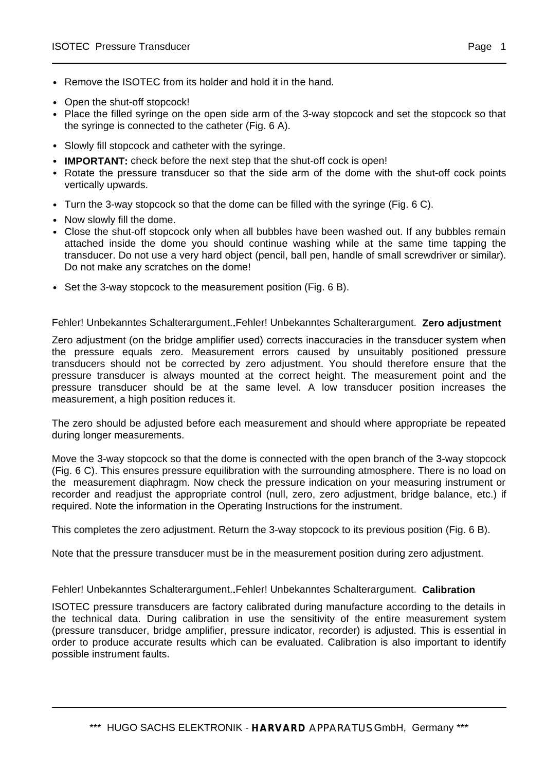- Remove the ISOTEC from its holder and hold it in the hand.
- Open the shut-off stopcock!
- Place the filled syringe on the open side arm of the 3-way stopcock and set the stopcock so that the syringe is connected to the catheter (Fig. 6 A).
- Slowly fill stopcock and catheter with the syringe.
- **IMPORTANT:** check before the next step that the shut-off cock is open!
- Rotate the pressure transducer so that the side arm of the dome with the shut-off cock points vertically upwards.
- Turn the 3-way stopcock so that the dome can be filled with the syringe (Fig. 6 C).
- Now slowly fill the dome.
- Close the shut-off stopcock only when all bubbles have been washed out. If any bubbles remain attached inside the dome you should continue washing while at the same time tapping the transducer. Do not use a very hard object (pencil, ball pen, handle of small screwdriver or similar). Do not make any scratches on the dome!
- Set the 3-way stopcock to the measurement position (Fig. 6 B).

## Fehler! Unbekanntes Schalterargument..Fehler! Unbekanntes Schalterargument. Zero adjustment

Zero adjustment (on the bridge amplifier used) corrects inaccuracies in the transducer system when the pressure equals zero. Measurement errors caused by unsuitably positioned pressure transducers should not be corrected by zero adjustment. You should therefore ensure that the pressure transducer is always mounted at the correct height. The measurement point and the pressure transducer should be at the same level. A low transducer position increases the measurement, a high position reduces it.

The zero should be adjusted before each measurement and should where appropriate be repeated during longer measurements.

Move the 3-way stopcock so that the dome is connected with the open branch of the 3-way stopcock (Fig. 6 C). This ensures pressure equilibration with the surrounding atmosphere. There is no load on the measurement diaphragm. Now check the pressure indication on your measuring instrument or recorder and readjust the appropriate control (null, zero, zero adjustment, bridge balance, etc.) if required. Note the information in the Operating Instructions for the instrument.

This completes the zero adjustment. Return the 3-way stopcock to its previous position (Fig. 6 B).

Note that the pressure transducer must be in the measurement position during zero adjustment.

## Fehler! Unbekanntes Schalterargument..Fehler! Unbekanntes Schalterargument. Calibration

ISOTEC pressure transducers are factory calibrated during manufacture according to the details in the technical data. During calibration in use the sensitivity of the entire measurement system (pressure transducer, bridge amplifier, pressure indicator, recorder) is adjusted. This is essential in order to produce accurate results which can be evaluated. Calibration is also important to identify possible instrument faults.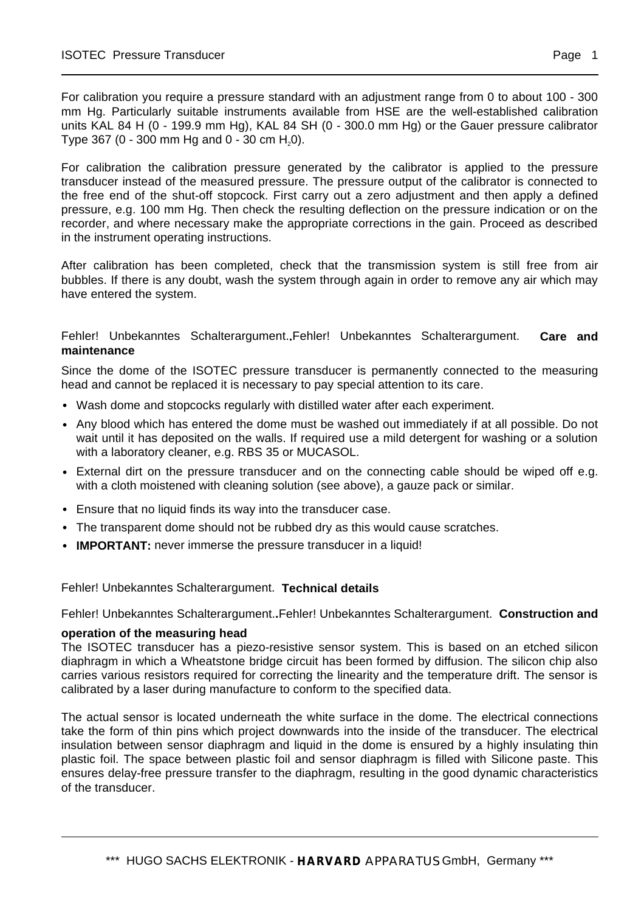For calibration you require a pressure standard with an adjustment range from 0 to about 100 - 300 mm Hg. Particularly suitable instruments available from HSE are the well-established calibration units KAL 84 H (0 - 199.9 mm Hg), KAL 84 SH (0 - 300.0 mm Hg) or the Gauer pressure calibrator Type 367 (0 - 300 mm Hg and 0 - 30 cm $H_2O$).

For calibration the calibration pressure generated by the calibrator is applied to the pressure transducer instead of the measured pressure. The pressure output of the calibrator is connected to the free end of the shut-off stopcock. First carry out a zero adjustment and then apply a defined pressure, e.g. 100 mm Hg. Then check the resulting deflection on the pressure indication or on the recorder, and where necessary make the appropriate corrections in the gain. Proceed as described in the instrument operating instructions.

After calibration has been completed, check that the transmission system is still free from air bubbles. If there is any doubt, wash the system through again in order to remove any air which may have entered the system.

## Fehler! Unbekanntes Schalterargument..Fehler! Unbekanntes Schalterargument. **Care and maintenance**

Since the dome of the ISOTEC pressure transducer is permanently connected to the measuring head and cannot be replaced it is necessary to pay special attention to its care.

- Wash dome and stopcocks regularly with distilled water after each experiment.
- Any blood which has entered the dome must be washed out immediately if at all possible. Do not wait until it has deposited on the walls. If required use a mild detergent for washing or a solution with a laboratory cleaner, e.g. RBS 35 or MUCASOL.
- External dirt on the pressure transducer and on the connecting cable should be wiped off e.g. with a cloth moistened with cleaning solution (see above), a gauze pack or similar.
- Ensure that no liquid finds its way into the transducer case.
- The transparent dome should not be rubbed dry as this would cause scratches.
- **IMPORTANT:** never immerse the pressure transducer in a liquid!

## Fehler! Unbekanntes Schalterargument. **Technical details**

### Fehler! Unbekanntes Schalterargument..Fehler! Unbekanntes Schalterargument. **Construction and operation of the measuring head**

The ISOTEC transducer has a piezo-resistive sensor system. This is based on an etched silicon diaphragm in which a Wheatstone bridge circuit has been formed by diffusion. The silicon chip also carries various resistors required for correcting the linearity and the temperature drift. The sensor is calibrated by a laser during manufacture to conform to the specified data.

The actual sensor is located underneath the white surface in the dome. The electrical connections take the form of thin pins which project downwards into the inside of the transducer. The electrical insulation between sensor diaphragm and liquid in the dome is ensured by a highly insulating thin plastic foil. The space between plastic foil and sensor diaphragm is filled with Silicone paste. This ensures delay-free pressure transfer to the diaphragm, resulting in the good dynamic characteristics of the transducer.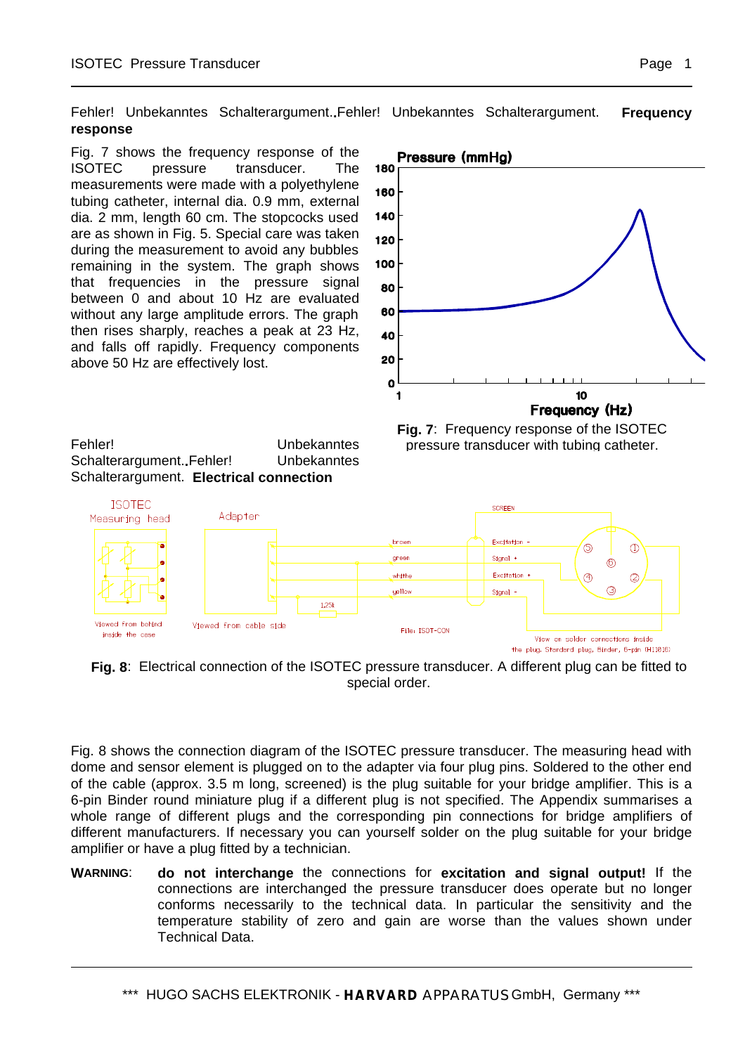Fehler! Unbekanntes Schalterargument..Fehler! Unbekanntes Schalterargument. **Frequency response**

Fig. 7 shows the frequency response of the ISOTEC pressure transducer. The measurements were made with a polyethylene tubing catheter, internal dia. 0.9 mm, external dia. 2 mm, length 60 cm. The stopcocks used are as shown in Fig. 5. Special care was taken during the measurement to avoid any bubbles remaining in the system. The graph shows that frequencies in the pressure signal between 0 and about 10 Hz are evaluated without any large amplitude errors. The graph then rises sharply, reaches a peak at 23 Hz, and falls off rapidly. Frequency components above 50 Hz are effectively lost.

**Fig. 7**: Frequency response of the ISOTEC pressure transducer with tubing catheter.

Fehler! Unbekanntes Schalterargument..Fehler! Unbekanntes Schalterargument. **Electrical connection**

**Fig. 8**: Electrical connection of the ISOTEC pressure transducer. A different plug can be fitted to special order.

Fig. 8 shows the connection diagram of the ISOTEC pressure transducer. The measuring head with dome and sensor element is plugged on to the adapter via four plug pins. Soldered to the other end of the cable (approx. 3.5 m long, screened) is the plug suitable for your bridge amplifier. This is a 6-pin Binder round miniature plug if a different plug is not specified. The Appendix summarises a whole range of different plugs and the corresponding pin connections for bridge amplifiers of different manufacturers. If necessary you can yourself solder on the plug suitable for your bridge amplifier or have a plug fitted by a technician.

**WARNING**: **do not interchange** the connections for **excitation and signal output!** If the connections are interchanged the pressure transducer does operate but no longer conforms necessarily to the technical data. In particular the sensitivity and the temperature stability of zero and gain are worse than the values shown under Technical Data.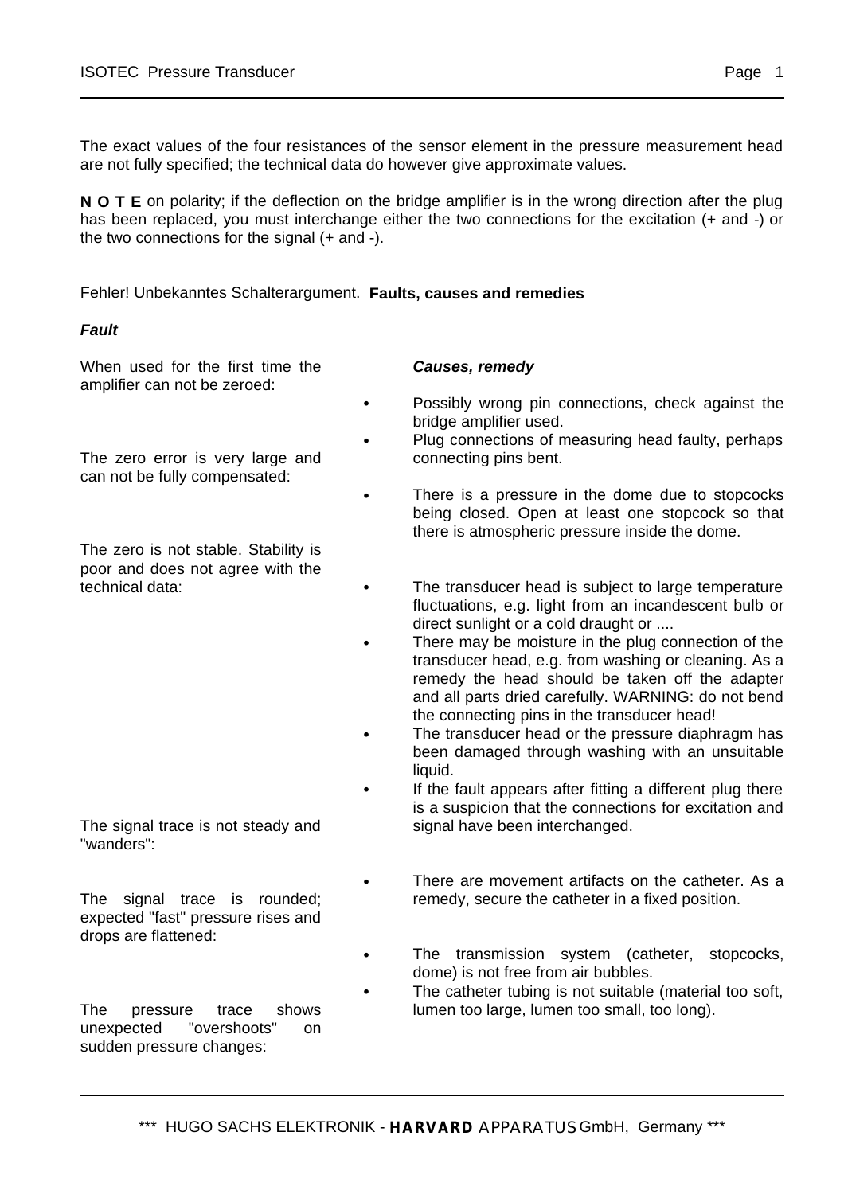The exact values of the four resistances of the sensor element in the pressure measurement head are not fully specified; the technical data do however give approximate values.

**N O T E** on polarity; if the deflection on the bridge amplifier is in the wrong direction after the plug has been replaced, you must interchange either the two connections for the excitation (+ and -) or the two connections for the signal (+ and -).

## Fehler! Unbekanntes Schalterargument. **Faults, causes and remedies**

| ***Fault*** | ***Causes, remedy*** |
| --- | --- |
| When used for the first time the amplifier can not be zeroed: | • Possibly wrong pin connections, check against the bridge amplifier used.<br>• Plug connections of measuring head faulty, perhaps connecting pins bent. |
| The zero error is very large and can not be fully compensated: | • There is a pressure in the dome due to stopcocks being closed. Open at least one stopcock so that there is atmospheric pressure inside the dome. |
| The zero is not stable. Stability is poor and does not agree with the technical data: | • The transducer head is subject to large temperature fluctuations, e.g. light from an incandescent bulb or direct sunlight or a cold draught or ....<br>• There may be moisture in the plug connection of the transducer head, e.g. from washing or cleaning. As a remedy the head should be taken off the adapter and all parts dried carefully. WARNING: do not bend the connecting pins in the transducer head!<br>• The transducer head or the pressure diaphragm has been damaged through washing with an unsuitable liquid.<br>• If the fault appears after fitting a different plug there is a suspicion that the connections for excitation and signal have been interchanged. |
| The signal trace is not steady and "wanders": | • There are movement artifacts on the catheter. As a remedy, secure the catheter in a fixed position. |
| The signal trace is rounded; expected "fast" pressure rises and drops are flattened: | • The transmission system (catheter, stopcocks, dome) is not free from air bubbles.<br>• The catheter tubing is not suitable (material too soft, lumen too large, lumen too small, too long). |
| The pressure trace shows unexpected "overshoots" on sudden pressure changes: | |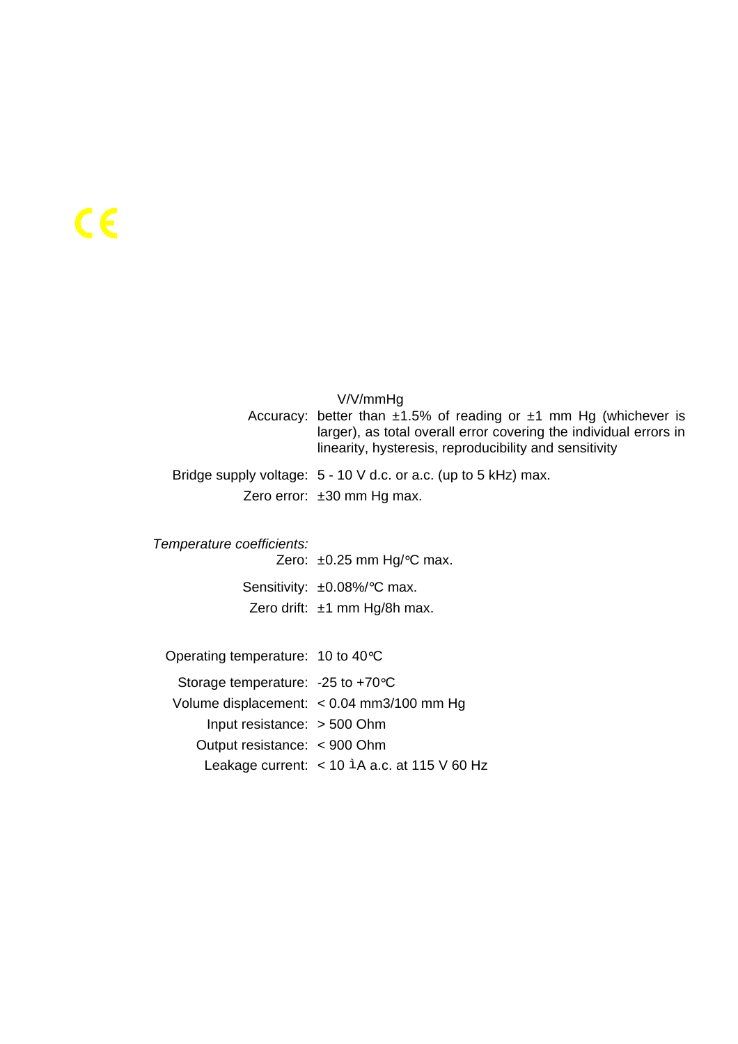CE

| | |
|---|---|
| | V/V/mmHg |
| Accuracy: | better than ±1.5% of reading or ±1 mm Hg (whichever is larger), as total overall error covering the individual errors in linearity, hysteresis, reproducibility and sensitivity |
| Bridge supply voltage: | 5 - 10 V d.c. or a.c. (up to 5 kHz) max. |
| Zero error: | ±30 mm Hg max. |

*Temperature coefficients:*

| | |
|---|---|
| Zero: | ±0.25 mm Hg/°C max. |
| Sensitivity: | ±0.08%/°C max. |
| Zero drift: | ±1 mm Hg/8h max. |

| | |
|---|---|
| Operating temperature: | 10 to 40°C |
| Storage temperature: | -25 to +70°C |
| Volume displacement: | < 0.04 mm3/100 mm Hg |
| Input resistance: | > 500 Ohm |
| Output resistance: | < 900 Ohm |
| Leakage current: | < 10 ìA a.c. at 115 V 60 Hz |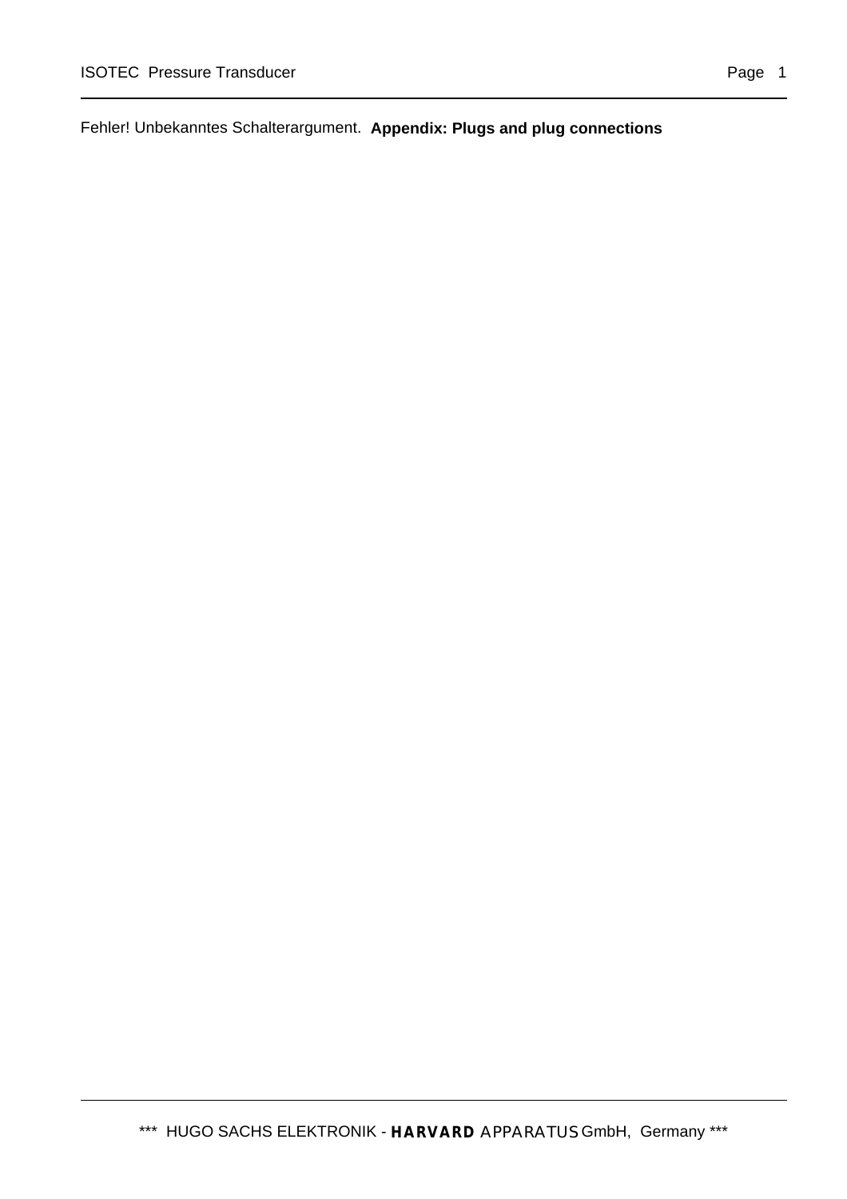Fehler! Unbekanntes Schalterargument. **Appendix: Plugs and plug connections**